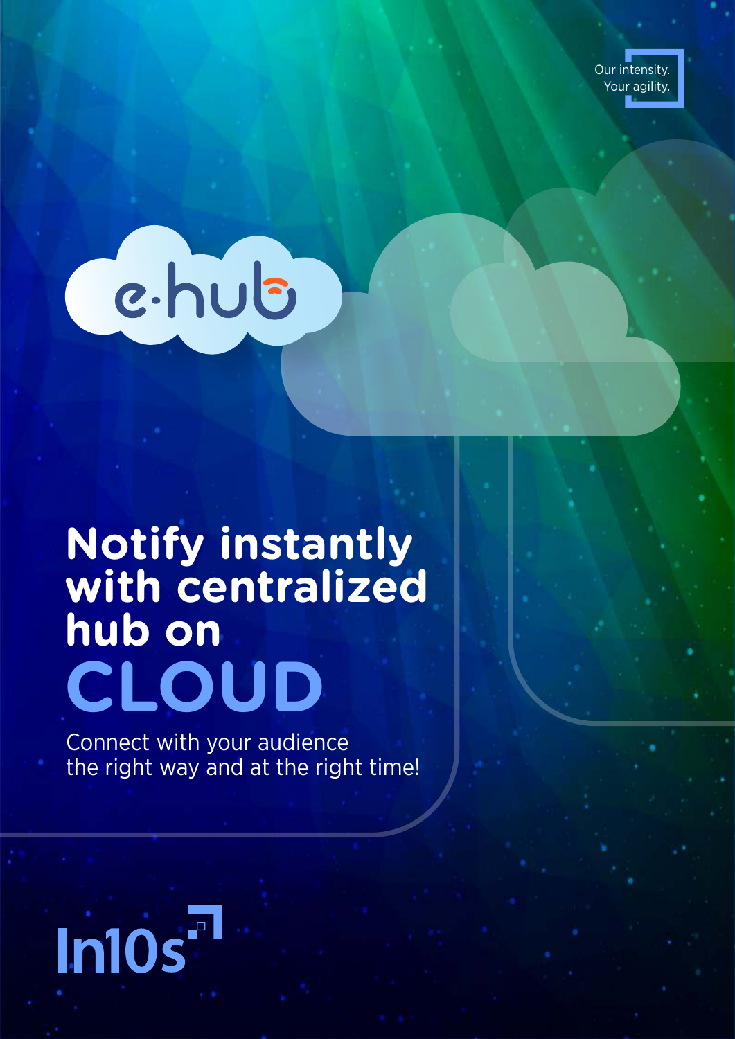Our intensity.
Your agility.

e·hub

# Notify instantly with centralized hub on CLOUD

Connect with your audience
the right way and at the right time!

In10s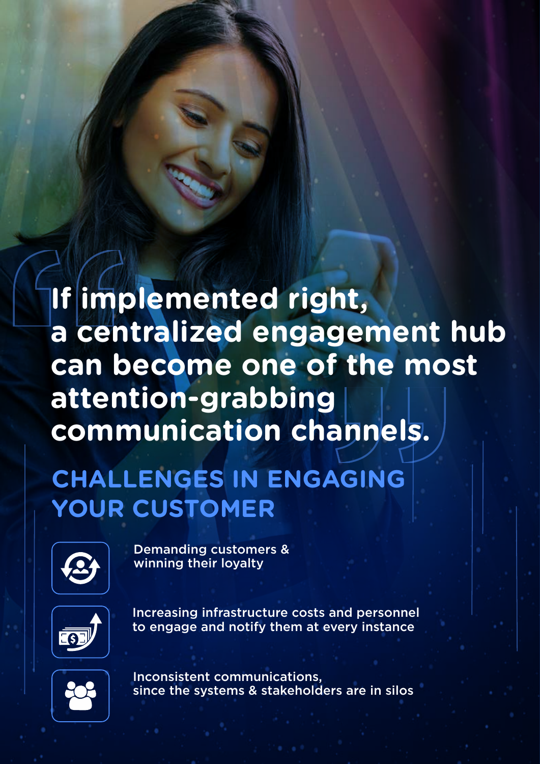> **If implemented right, a centralized engagement hub can become one of the most attention-grabbing communication channels.**

## CHALLENGES IN ENGAGING YOUR CUSTOMER

- Demanding customers & winning their loyalty
- Increasing infrastructure costs and personnel to engage and notify them at every instance
- Inconsistent communications, since the systems & stakeholders are in silos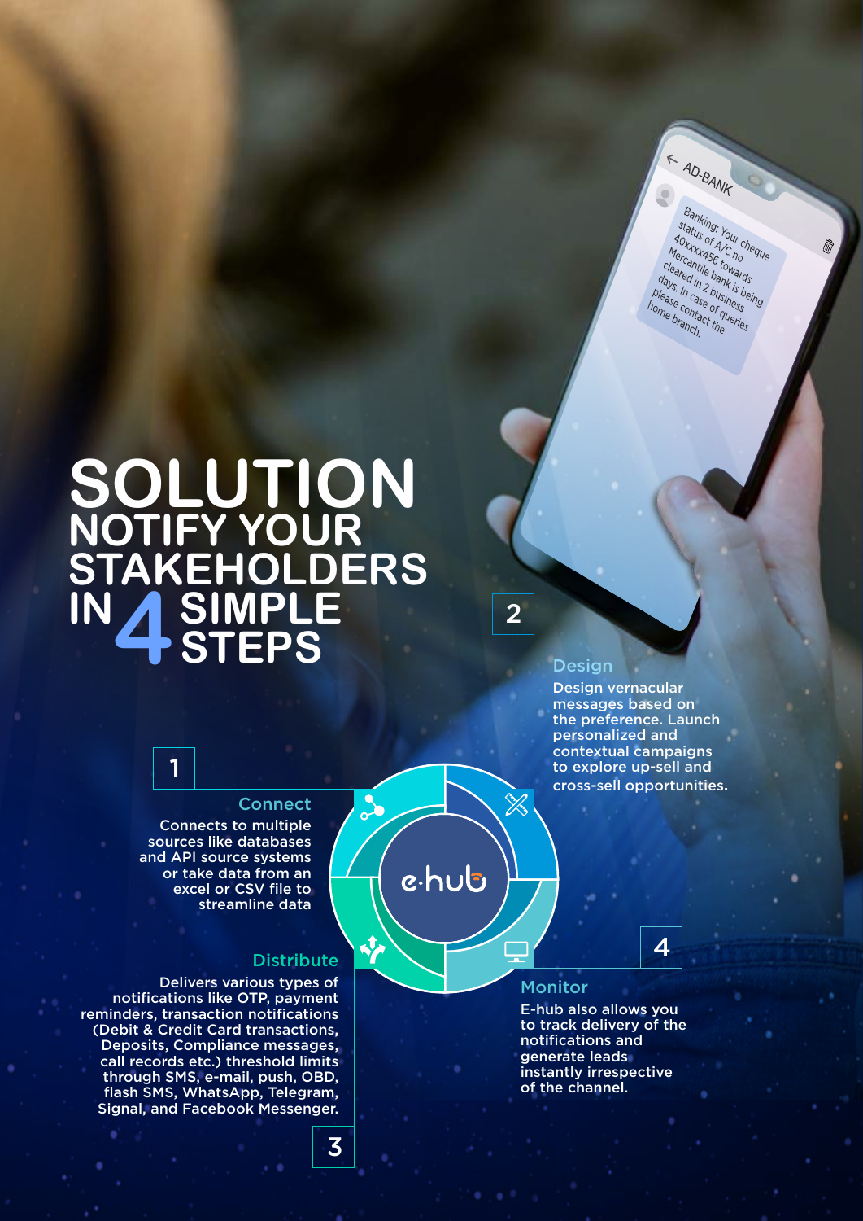# SOLUTION
## NOTIFY YOUR STAKEHOLDERS IN 4 SIMPLE STEPS

### 1 Connect

Connects to multiple sources like databases and API source systems or take data from an excel or CSV file to streamline data

### 2 Design

Design vernacular messages based on the preference. Launch personalized and contextual campaigns to explore up-sell and cross-sell opportunities.

### 3 Distribute

Delivers various types of notifications like OTP, payment reminders, transaction notifications (Debit & Credit Card transactions, Deposits, Compliance messages, call records etc.) threshold limits through SMS, e-mail, push, OBD, flash SMS, WhatsApp, Telegram, Signal, and Facebook Messenger.

### 4 Monitor

E-hub also allows you to track delivery of the notifications and generate leads instantly irrespective of the channel.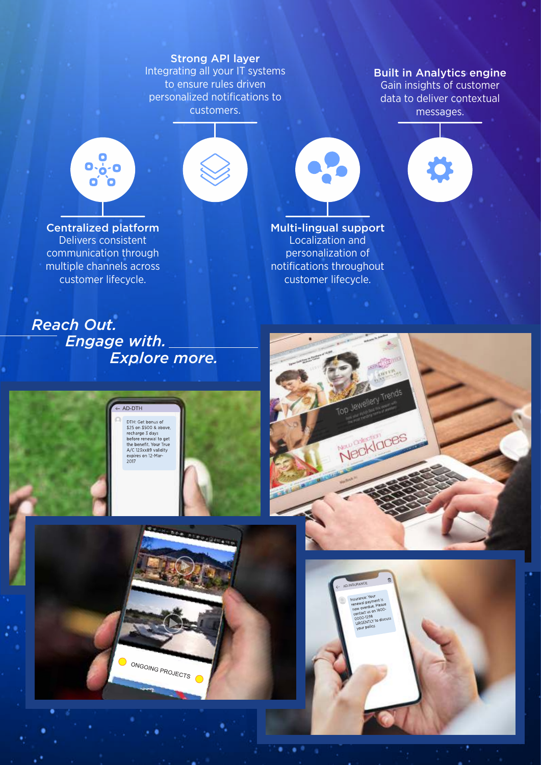**Strong API layer**
Integrating all your IT systems to ensure rules driven personalized notifications to customers.

**Built in Analytics engine**
Gain insights of customer data to deliver contextual messages.

**Centralized platform**
Delivers consistent communication through multiple channels across customer lifecycle.

**Multi-lingual support**
Localization and personalization of notifications throughout customer lifecycle.

***Reach Out.***
***Engage with.***
***Explore more.***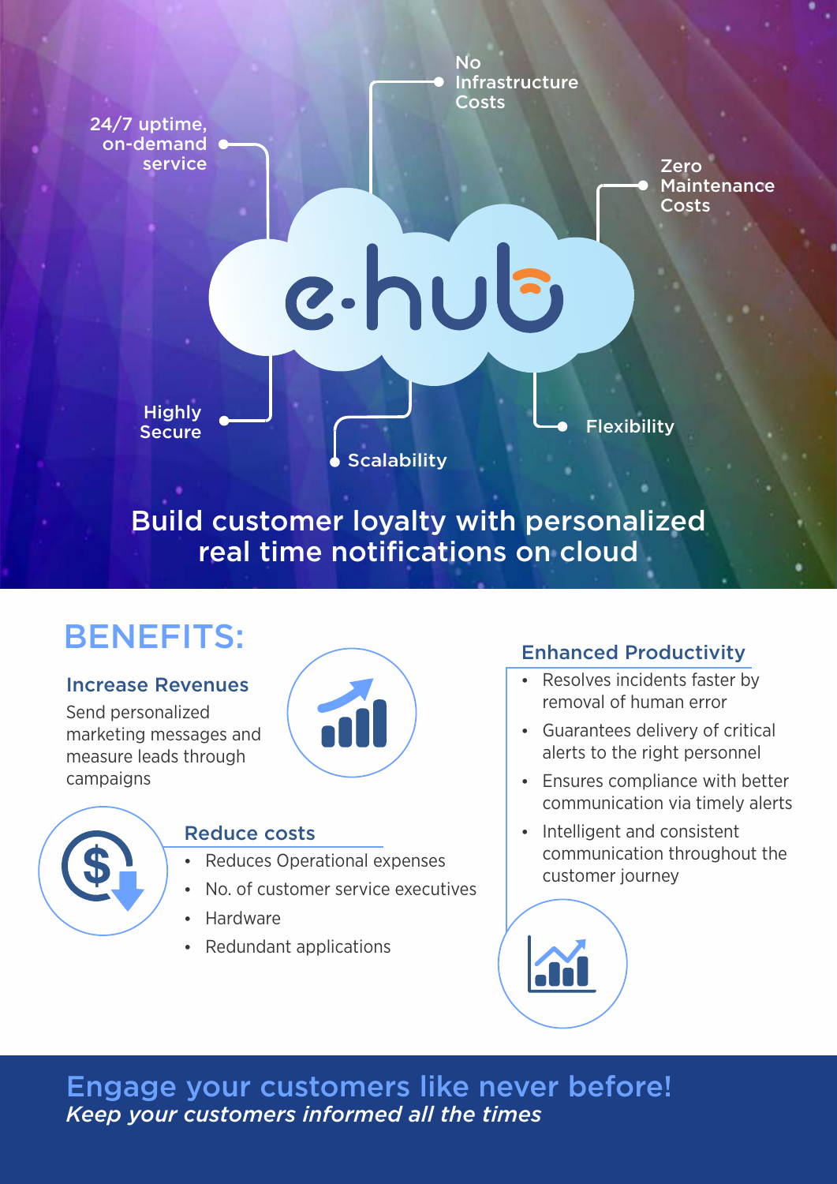24/7 uptime, on-demand service

No Infrastructure Costs

Zero Maintenance Costs

e·hub

Highly Secure

Scalability

Flexibility

## Build customer loyalty with personalized real time notifications on cloud

# BENEFITS:

### Increase Revenues

Send personalized marketing messages and measure leads through campaigns

### Reduce costs

- Reduces Operational expenses
- No. of customer service executives
- Hardware
- Redundant applications

### Enhanced Productivity

- Resolves incidents faster by removal of human error
- Guarantees delivery of critical alerts to the right personnel
- Ensures compliance with better communication via timely alerts
- Intelligent and consistent communication throughout the customer journey

## Engage your customers like never before!

*Keep your customers informed all the times*